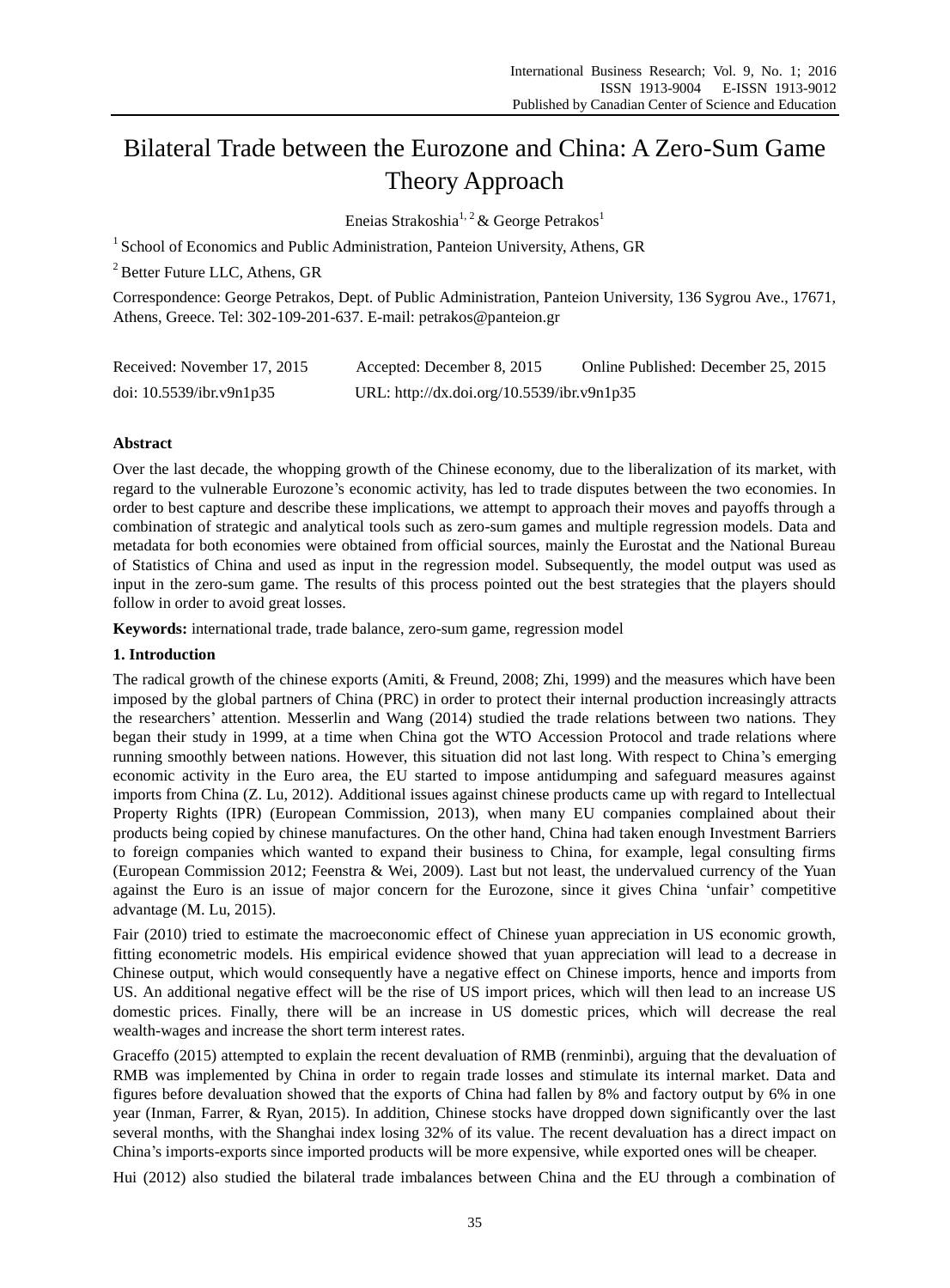# Bilateral Trade between the Eurozone and China: A Zero-Sum Game Theory Approach

Eneias Strakoshia[1, 2] & George Petrakos[1]

[1] School of Economics and Public Administration, Panteion University, Athens, GR

[2] Better Future LLC, Athens, GR

Correspondence: George Petrakos, Dept. of Public Administration, Panteion University, 136 Sygrou Ave., 17671, Athens, Greece. Tel: 302-109-201-637. E-mail: petrakos@panteion.gr

| | | |
|---|---|---|
| Received: November 17, 2015 | Accepted: December 8, 2015 | Online Published: December 25, 2015 |
| doi: 10.5539/ibr.v9n1p35 | URL: http://dx.doi.org/10.5539/ibr.v9n1p35 | |

**Abstract**

Over the last decade, the whopping growth of the Chinese economy, due to the liberalization of its market, with regard to the vulnerable Eurozone's economic activity, has led to trade disputes between the two economies. In order to best capture and describe these implications, we attempt to approach their moves and payoffs through a combination of strategic and analytical tools such as zero-sum games and multiple regression models. Data and metadata for both economies were obtained from official sources, mainly the Eurostat and the National Bureau of Statistics of China and used as input in the regression model. Subsequently, the model output was used as input in the zero-sum game. The results of this process pointed out the best strategies that the players should follow in order to avoid great losses.

**Keywords:** international trade, trade balance, zero-sum game, regression model

## 1. Introduction

The radical growth of the chinese exports (Amiti, & Freund, 2008; Zhi, 1999) and the measures which have been imposed by the global partners of China (PRC) in order to protect their internal production increasingly attracts the researchers' attention. Messerlin and Wang (2014) studied the trade relations between two nations. They began their study in 1999, at a time when China got the WTO Accession Protocol and trade relations where running smoothly between nations. However, this situation did not last long. With respect to China's emerging economic activity in the Euro area, the EU started to impose antidumping and safeguard measures against imports from China (Z. Lu, 2012). Additional issues against chinese products came up with regard to Intellectual Property Rights (IPR) (European Commission, 2013), when many EU companies complained about their products being copied by chinese manufactures. On the other hand, China had taken enough Investment Barriers to foreign companies which wanted to expand their business to China, for example, legal consulting firms (European Commission 2012; Feenstra & Wei, 2009). Last but not least, the undervalued currency of the Yuan against the Euro is an issue of major concern for the Eurozone, since it gives China 'unfair' competitive advantage (M. Lu, 2015).

Fair (2010) tried to estimate the macroeconomic effect of Chinese yuan appreciation in US economic growth, fitting econometric models. His empirical evidence showed that yuan appreciation will lead to a decrease in Chinese output, which would consequently have a negative effect on Chinese imports, hence and imports from US. An additional negative effect will be the rise of US import prices, which will then lead to an increase US domestic prices. Finally, there will be an increase in US domestic prices, which will decrease the real wealth-wages and increase the short term interest rates.

Graceffo (2015) attempted to explain the recent devaluation of RMB (renminbi), arguing that the devaluation of RMB was implemented by China in order to regain trade losses and stimulate its internal market. Data and figures before devaluation showed that the exports of China had fallen by 8% and factory output by 6% in one year (Inman, Farrer, & Ryan, 2015). In addition, Chinese stocks have dropped down significantly over the last several months, with the Shanghai index losing 32% of its value. The recent devaluation has a direct impact on China's imports-exports since imported products will be more expensive, while exported ones will be cheaper.

Hui (2012) also studied the bilateral trade imbalances between China and the EU through a combination of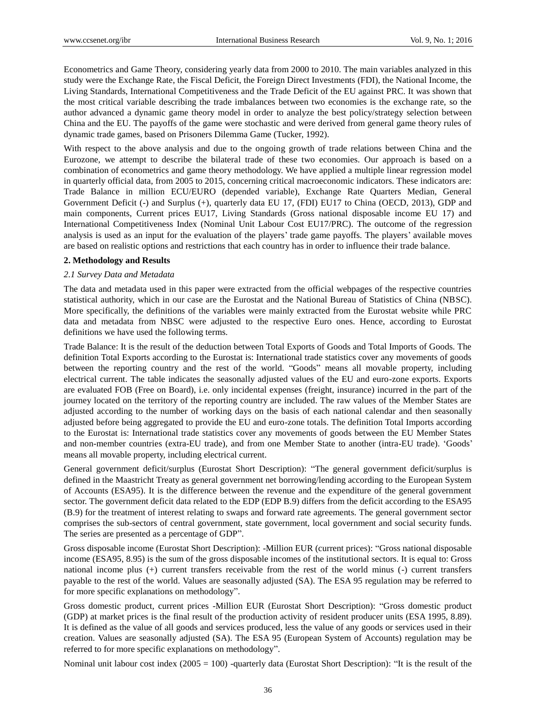Econometrics and Game Theory, considering yearly data from 2000 to 2010. The main variables analyzed in this study were the Exchange Rate, the Fiscal Deficit, the Foreign Direct Investments (FDI), the National Income, the Living Standards, International Competitiveness and the Trade Deficit of the EU against PRC. It was shown that the most critical variable describing the trade imbalances between two economies is the exchange rate, so the author advanced a dynamic game theory model in order to analyze the best policy/strategy selection between China and the EU. The payoffs of the game were stochastic and were derived from general game theory rules of dynamic trade games, based on Prisoners Dilemma Game (Tucker, 1992).

With respect to the above analysis and due to the ongoing growth of trade relations between China and the Eurozone, we attempt to describe the bilateral trade of these two economies. Our approach is based on a combination of econometrics and game theory methodology. We have applied a multiple linear regression model in quarterly official data, from 2005 to 2015, concerning critical macroeconomic indicators. These indicators are: Trade Balance in million ECU/EURO (depended variable), Exchange Rate Quarters Median, General Government Deficit (-) and Surplus (+), quarterly data EU 17, (FDI) EU17 to China (OECD, 2013), GDP and main components, Current prices EU17, Living Standards (Gross national disposable income EU 17) and International Competitiveness Index (Nominal Unit Labour Cost EU17/PRC). The outcome of the regression analysis is used as an input for the evaluation of the players' trade game payoffs. The players' available moves are based on realistic options and restrictions that each country has in order to influence their trade balance.

## 2. Methodology and Results

### *2.1 Survey Data and Metadata*

The data and metadata used in this paper were extracted from the official webpages of the respective countries statistical authority, which in our case are the Eurostat and the National Bureau of Statistics of China (NBSC). More specifically, the definitions of the variables were mainly extracted from the Eurostat website while PRC data and metadata from NBSC were adjusted to the respective Euro ones. Hence, according to Eurostat definitions we have used the following terms.

Trade Balance: It is the result of the deduction between Total Exports of Goods and Total Imports of Goods. The definition Total Exports according to the Eurostat is: International trade statistics cover any movements of goods between the reporting country and the rest of the world. "Goods" means all movable property, including electrical current. The table indicates the seasonally adjusted values of the EU and euro-zone exports. Exports are evaluated FOB (Free on Board), i.e. only incidental expenses (freight, insurance) incurred in the part of the journey located on the territory of the reporting country are included. The raw values of the Member States are adjusted according to the number of working days on the basis of each national calendar and then seasonally adjusted before being aggregated to provide the EU and euro-zone totals. The definition Total Imports according to the Eurostat is: International trade statistics cover any movements of goods between the EU Member States and non-member countries (extra-EU trade), and from one Member State to another (intra-EU trade). 'Goods' means all movable property, including electrical current.

General government deficit/surplus (Eurostat Short Description): "The general government deficit/surplus is defined in the Maastricht Treaty as general government net borrowing/lending according to the European System of Accounts (ESA95). It is the difference between the revenue and the expenditure of the general government sector. The government deficit data related to the EDP (EDP B.9) differs from the deficit according to the ESA95 (B.9) for the treatment of interest relating to swaps and forward rate agreements. The general government sector comprises the sub-sectors of central government, state government, local government and social security funds. The series are presented as a percentage of GDP".

Gross disposable income (Eurostat Short Description): -Million EUR (current prices): "Gross national disposable income (ESA95, 8.95) is the sum of the gross disposable incomes of the institutional sectors. It is equal to: Gross national income plus (+) current transfers receivable from the rest of the world minus (-) current transfers payable to the rest of the world. Values are seasonally adjusted (SA). The ESA 95 regulation may be referred to for more specific explanations on methodology".

Gross domestic product, current prices -Million EUR (Eurostat Short Description): "Gross domestic product (GDP) at market prices is the final result of the production activity of resident producer units (ESA 1995, 8.89). It is defined as the value of all goods and services produced, less the value of any goods or services used in their creation. Values are seasonally adjusted (SA). The ESA 95 (European System of Accounts) regulation may be referred to for more specific explanations on methodology".

Nominal unit labour cost index (2005 = 100) -quarterly data (Eurostat Short Description): "It is the result of the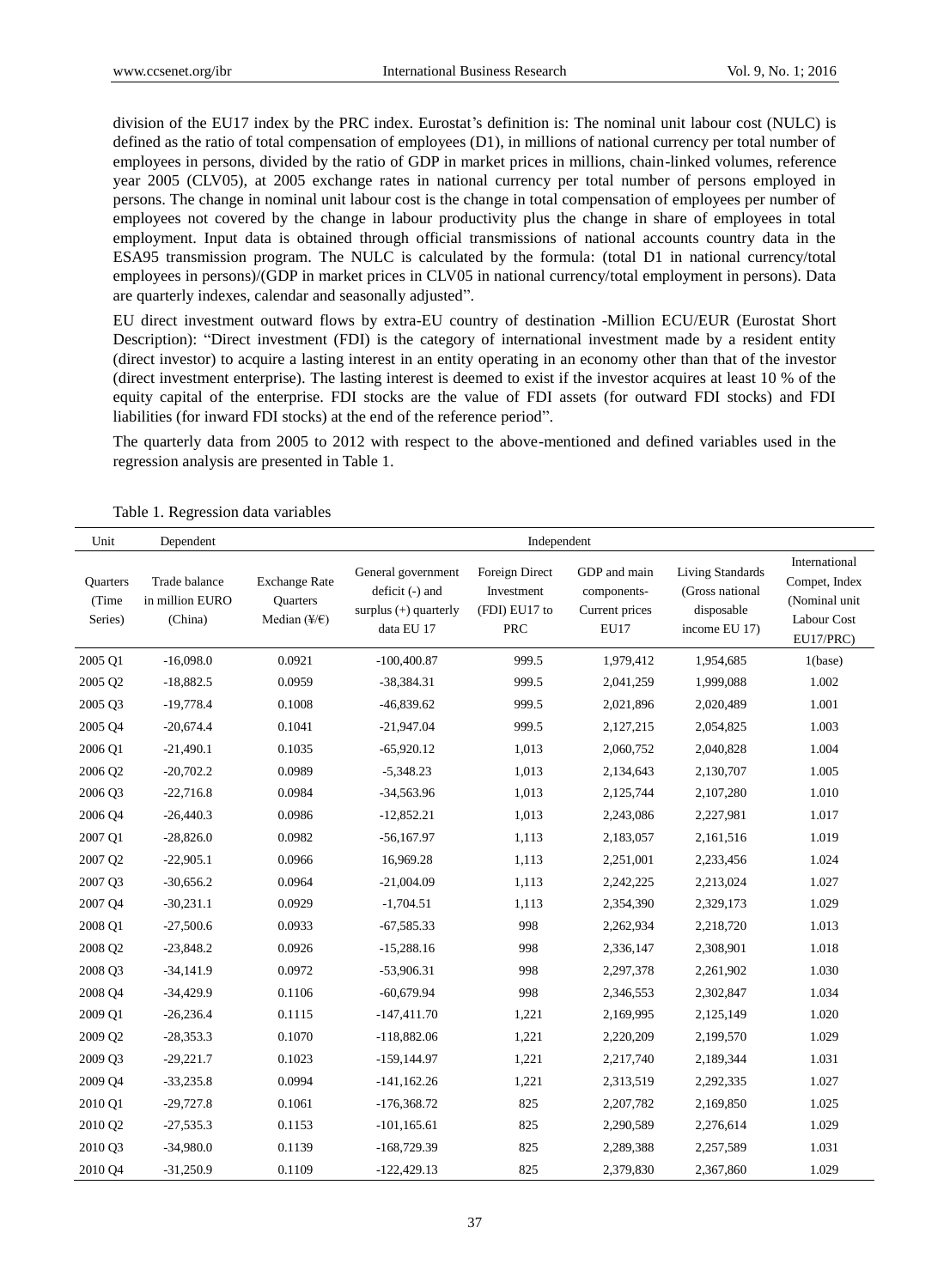division of the EU17 index by the PRC index. Eurostat's definition is: The nominal unit labour cost (NULC) is defined as the ratio of total compensation of employees (D1), in millions of national currency per total number of employees in persons, divided by the ratio of GDP in market prices in millions, chain-linked volumes, reference year 2005 (CLV05), at 2005 exchange rates in national currency per total number of persons employed in persons. The change in nominal unit labour cost is the change in total compensation of employees per number of employees not covered by the change in labour productivity plus the change in share of employees in total employment. Input data is obtained through official transmissions of national accounts country data in the ESA95 transmission program. The NULC is calculated by the formula: (total D1 in national currency/total employees in persons)/(GDP in market prices in CLV05 in national currency/total employment in persons). Data are quarterly indexes, calendar and seasonally adjusted".

EU direct investment outward flows by extra-EU country of destination -Million ECU/EUR (Eurostat Short Description): "Direct investment (FDI) is the category of international investment made by a resident entity (direct investor) to acquire a lasting interest in an entity operating in an economy other than that of the investor (direct investment enterprise). The lasting interest is deemed to exist if the investor acquires at least 10 % of the equity capital of the enterprise. FDI stocks are the value of FDI assets (for outward FDI stocks) and FDI liabilities (for inward FDI stocks) at the end of the reference period".

The quarterly data from 2005 to 2012 with respect to the above-mentioned and defined variables used in the regression analysis are presented in Table 1.

Table 1. Regression data variables

| Unit | Dependent | Independent | | | | | |
|---|---|---|---|---|---|---|---|
| Quarters (Time Series) | Trade balance in million EURO (China) | Exchange Rate Quarters Median (¥/€) | General government deficit (-) and surplus (+) quarterly data EU 17 | Foreign Direct Investment (FDI) EU17 to PRC | GDP and main components- Current prices EU17 | Living Standards (Gross national disposable income EU 17) | International Compet, Index (Nominal unit Labour Cost EU17/PRC) |
| 2005 Q1 | -16,098.0 | 0.0921 | -100,400.87 | 999.5 | 1,979,412 | 1,954,685 | 1(base) |
| 2005 Q2 | -18,882.5 | 0.0959 | -38,384.31 | 999.5 | 2,041,259 | 1,999,088 | 1.002 |
| 2005 Q3 | -19,778.4 | 0.1008 | -46,839.62 | 999.5 | 2,021,896 | 2,020,489 | 1.001 |
| 2005 Q4 | -20,674.4 | 0.1041 | -21,947.04 | 999.5 | 2,127,215 | 2,054,825 | 1.003 |
| 2006 Q1 | -21,490.1 | 0.1035 | -65,920.12 | 1,013 | 2,060,752 | 2,040,828 | 1.004 |
| 2006 Q2 | -20,702.2 | 0.0989 | -5,348.23 | 1,013 | 2,134,643 | 2,130,707 | 1.005 |
| 2006 Q3 | -22,716.8 | 0.0984 | -34,563.96 | 1,013 | 2,125,744 | 2,107,280 | 1.010 |
| 2006 Q4 | -26,440.3 | 0.0986 | -12,852.21 | 1,013 | 2,243,086 | 2,227,981 | 1.017 |
| 2007 Q1 | -28,826.0 | 0.0982 | -56,167.97 | 1,113 | 2,183,057 | 2,161,516 | 1.019 |
| 2007 Q2 | -22,905.1 | 0.0966 | 16,969.28 | 1,113 | 2,251,001 | 2,233,456 | 1.024 |
| 2007 Q3 | -30,656.2 | 0.0964 | -21,004.09 | 1,113 | 2,242,225 | 2,213,024 | 1.027 |
| 2007 Q4 | -30,231.1 | 0.0929 | -1,704.51 | 1,113 | 2,354,390 | 2,329,173 | 1.029 |
| 2008 Q1 | -27,500.6 | 0.0933 | -67,585.33 | 998 | 2,262,934 | 2,218,720 | 1.013 |
| 2008 Q2 | -23,848.2 | 0.0926 | -15,288.16 | 998 | 2,336,147 | 2,308,901 | 1.018 |
| 2008 Q3 | -34,141.9 | 0.0972 | -53,906.31 | 998 | 2,297,378 | 2,261,902 | 1.030 |
| 2008 Q4 | -34,429.9 | 0.1106 | -60,679.94 | 998 | 2,346,553 | 2,302,847 | 1.034 |
| 2009 Q1 | -26,236.4 | 0.1115 | -147,411.70 | 1,221 | 2,169,995 | 2,125,149 | 1.020 |
| 2009 Q2 | -28,353.3 | 0.1070 | -118,882.06 | 1,221 | 2,220,209 | 2,199,570 | 1.029 |
| 2009 Q3 | -29,221.7 | 0.1023 | -159,144.97 | 1,221 | 2,217,740 | 2,189,344 | 1.031 |
| 2009 Q4 | -33,235.8 | 0.0994 | -141,162.26 | 1,221 | 2,313,519 | 2,292,335 | 1.027 |
| 2010 Q1 | -29,727.8 | 0.1061 | -176,368.72 | 825 | 2,207,782 | 2,169,850 | 1.025 |
| 2010 Q2 | -27,535.3 | 0.1153 | -101,165.61 | 825 | 2,290,589 | 2,276,614 | 1.029 |
| 2010 Q3 | -34,980.0 | 0.1139 | -168,729.39 | 825 | 2,289,388 | 2,257,589 | 1.031 |
| 2010 Q4 | -31,250.9 | 0.1109 | -122,429.13 | 825 | 2,379,830 | 2,367,860 | 1.029 |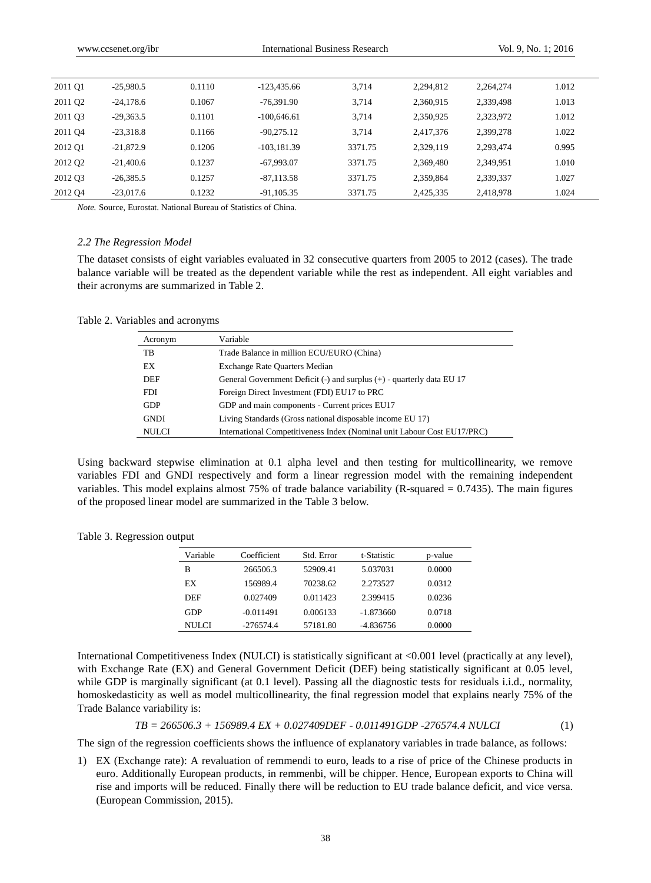| | | | | | | | |
|---|---|---|---|---|---|---|---|
| 2011 Q1 | -25,980.5 | 0.1110 | -123,435.66 | 3,714 | 2,294,812 | 2,264,274 | 1.012 |
| 2011 Q2 | -24,178.6 | 0.1067 | -76,391.90 | 3,714 | 2,360,915 | 2,339,498 | 1.013 |
| 2011 Q3 | -29,363.5 | 0.1101 | -100,646.61 | 3,714 | 2,350,925 | 2,323,972 | 1.012 |
| 2011 Q4 | -23,318.8 | 0.1166 | -90,275.12 | 3,714 | 2,417,376 | 2,399,278 | 1.022 |
| 2012 Q1 | -21,872.9 | 0.1206 | -103,181.39 | 3371.75 | 2,329,119 | 2,293,474 | 0.995 |
| 2012 Q2 | -21,400.6 | 0.1237 | -67,993.07 | 3371.75 | 2,369,480 | 2,349,951 | 1.010 |
| 2012 Q3 | -26,385.5 | 0.1257 | -87,113.58 | 3371.75 | 2,359,864 | 2,339,337 | 1.027 |
| 2012 Q4 | -23,017.6 | 0.1232 | -91,105.35 | 3371.75 | 2,425,335 | 2,418,978 | 1.024 |

*Note.* Source, Eurostat. National Bureau of Statistics of China.

### *2.2 The Regression Model*

The dataset consists of eight variables evaluated in 32 consecutive quarters from 2005 to 2012 (cases). The trade balance variable will be treated as the dependent variable while the rest as independent. All eight variables and their acronyms are summarized in Table 2.

Table 2. Variables and acronyms

| Acronym | Variable |
|---|---|
| TB | Trade Balance in million ECU/EURO (China) |
| EX | Exchange Rate Quarters Median |
| DEF | General Government Deficit (-) and surplus (+) - quarterly data EU 17 |
| FDI | Foreign Direct Investment (FDI) EU17 to PRC |
| GDP | GDP and main components - Current prices EU17 |
| GNDI | Living Standards (Gross national disposable income EU 17) |
| NULCI | International Competitiveness Index (Nominal unit Labour Cost EU17/PRC) |

Using backward stepwise elimination at 0.1 alpha level and then testing for multicollinearity, we remove variables FDI and GNDI respectively and form a linear regression model with the remaining independent variables. This model explains almost 75% of trade balance variability (R-squared = 0.7435). The main figures of the proposed linear model are summarized in the Table 3 below.

Table 3. Regression output

| Variable | Coefficient | Std. Error | t-Statistic | p-value |
|---|---|---|---|---|
| B | 266506.3 | 52909.41 | 5.037031 | 0.0000 |
| EX | 156989.4 | 70238.62 | 2.273527 | 0.0312 |
| DEF | 0.027409 | 0.011423 | 2.399415 | 0.0236 |
| GDP | -0.011491 | 0.006133 | -1.873660 | 0.0718 |
| NULCI | -276574.4 | 57181.80 | -4.836756 | 0.0000 |

International Competitiveness Index (NULCI) is statistically significant at <0.001 level (practically at any level), with Exchange Rate (EX) and General Government Deficit (DEF) being statistically significant at 0.05 level, while GDP is marginally significant (at 0.1 level). Passing all the diagnostic tests for residuals i.i.d., normality, homoskedasticity as well as model multicollinearity, the final regression model that explains nearly 75% of the Trade Balance variability is:

$$TB = 266506.3 + 156989.4\,EX + 0.027409DEF - 0.011491GDP - 276574.4\,NULCI \quad (1)$$

The sign of the regression coefficients shows the influence of explanatory variables in trade balance, as follows:

1) EX (Exchange rate): A revaluation of remmendi to euro, leads to a rise of price of the Chinese products in euro. Additionally European products, in remmenbi, will be chipper. Hence, European exports to China will rise and imports will be reduced. Finally there will be reduction to EU trade balance deficit, and vice versa. (European Commission, 2015).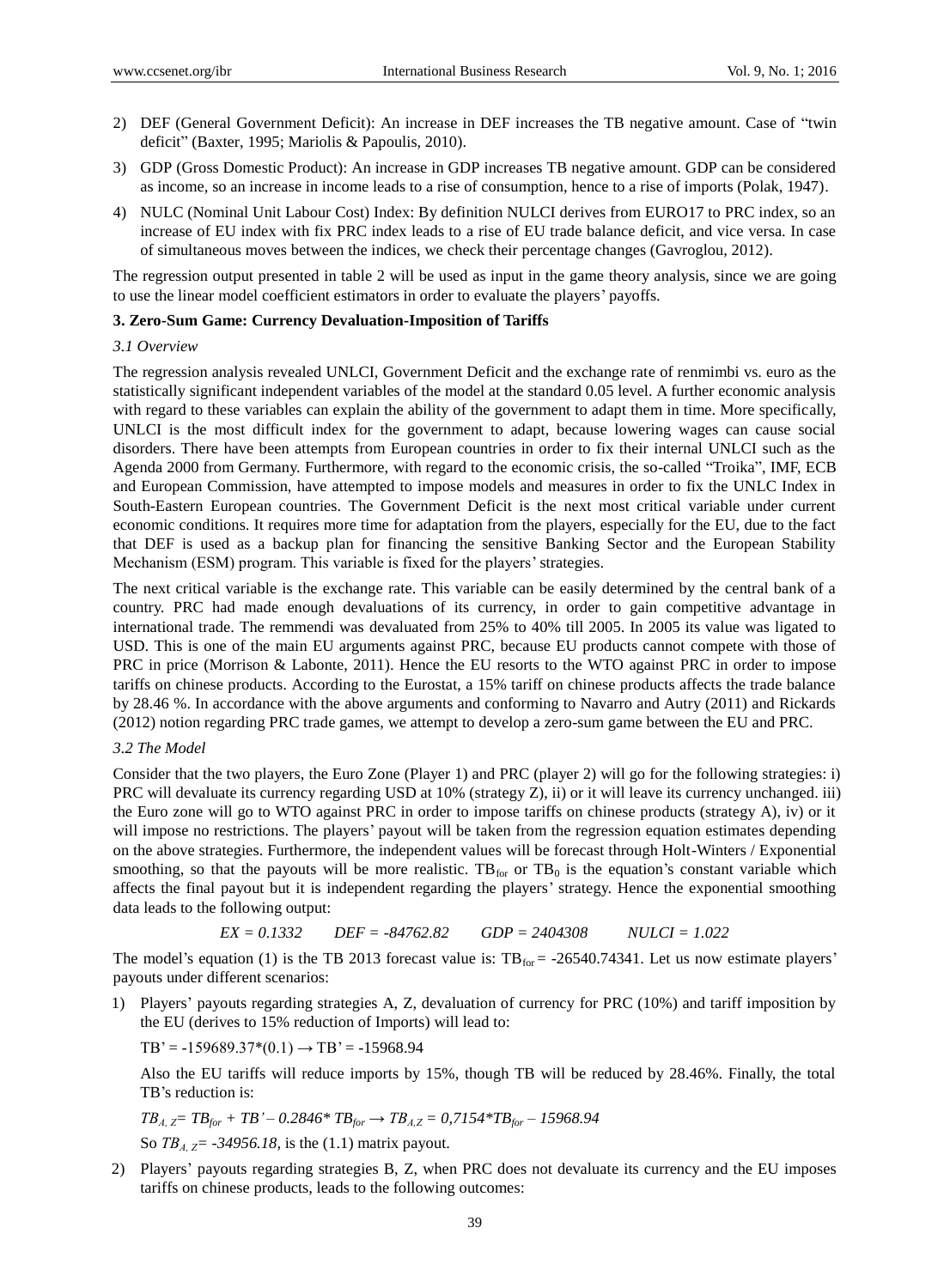2) DEF (General Government Deficit): An increase in DEF increases the TB negative amount. Case of "twin deficit" (Baxter, 1995; Mariolis & Papoulis, 2010).

3) GDP (Gross Domestic Product): An increase in GDP increases TB negative amount. GDP can be considered as income, so an increase in income leads to a rise of consumption, hence to a rise of imports (Polak, 1947).

4) NULC (Nominal Unit Labour Cost) Index: By definition NULCI derives from EURO17 to PRC index, so an increase of EU index with fix PRC index leads to a rise of EU trade balance deficit, and vice versa. In case of simultaneous moves between the indices, we check their percentage changes (Gavroglou, 2012).

The regression output presented in table 2 will be used as input in the game theory analysis, since we are going to use the linear model coefficient estimators in order to evaluate the players' payoffs.

### 3. Zero-Sum Game: Currency Devaluation-Imposition of Tariffs

#### *3.1 Overview*

The regression analysis revealed UNLCI, Government Deficit and the exchange rate of renmimbi vs. euro as the statistically significant independent variables of the model at the standard 0.05 level. A further economic analysis with regard to these variables can explain the ability of the government to adapt them in time. More specifically, UNLCI is the most difficult index for the government to adapt, because lowering wages can cause social disorders. There have been attempts from European countries in order to fix their internal UNLCI such as the Agenda 2000 from Germany. Furthermore, with regard to the economic crisis, the so-called "Troika", IMF, ECB and European Commission, have attempted to impose models and measures in order to fix the UNLC Index in South-Eastern European countries. The Government Deficit is the next most critical variable under current economic conditions. It requires more time for adaptation from the players, especially for the EU, due to the fact that DEF is used as a backup plan for financing the sensitive Banking Sector and the European Stability Mechanism (ESM) program. This variable is fixed for the players' strategies.

The next critical variable is the exchange rate. This variable can be easily determined by the central bank of a country. PRC had made enough devaluations of its currency, in order to gain competitive advantage in international trade. The remmendi was devaluated from 25% to 40% till 2005. In 2005 its value was ligated to USD. This is one of the main EU arguments against PRC, because EU products cannot compete with those of PRC in price (Morrison & Labonte, 2011). Hence the EU resorts to the WTO against PRC in order to impose tariffs on chinese products. According to the Eurostat, a 15% tariff on chinese products affects the trade balance by 28.46 %. In accordance with the above arguments and conforming to Navarro and Autry (2011) and Rickards (2012) notion regarding PRC trade games, we attempt to develop a zero-sum game between the EU and PRC.

#### *3.2 The Model*

Consider that the two players, the Euro Zone (Player 1) and PRC (player 2) will go for the following strategies: i) PRC will devaluate its currency regarding USD at 10% (strategy Z), ii) or it will leave its currency unchanged. iii) the Euro zone will go to WTO against PRC in order to impose tariffs on chinese products (strategy A), iv) or it will impose no restrictions. The players' payout will be taken from the regression equation estimates depending on the above strategies. Furthermore, the independent values will be forecast through Holt-Winters / Exponential smoothing, so that the payouts will be more realistic. $TB_{for}$ or $TB_0$ is the equation's constant variable which affects the final payout but it is independent regarding the players' strategy. Hence the exponential smoothing data leads to the following output:

$$EX = 0.1332 \qquad DEF = -84762.82 \qquad GDP = 2404308 \qquad NULCI = 1.022$$

The model's equation (1) is the TB 2013 forecast value is: $TB_{for} = -26540.74341$. Let us now estimate players' payouts under different scenarios:

1) Players' payouts regarding strategies A, Z, devaluation of currency for PRC (10%) and tariff imposition by the EU (derives to 15% reduction of Imports) will lead to:

   $TB' = -159689.37*(0.1) \rightarrow TB' = -15968.94$

   Also the EU tariffs will reduce imports by 15%, though TB will be reduced by 28.46%. Finally, the total TB's reduction is:

   $TB_{A,\,Z} = TB_{for} + TB' - 0.2846*TB_{for} \rightarrow TB_{A,Z} = 0,7154*TB_{for} - 15968.94$

   So $TB_{A,\,Z} = -34956.18$, is the (1.1) matrix payout.

2) Players' payouts regarding strategies B, Z, when PRC does not devaluate its currency and the EU imposes tariffs on chinese products, leads to the following outcomes: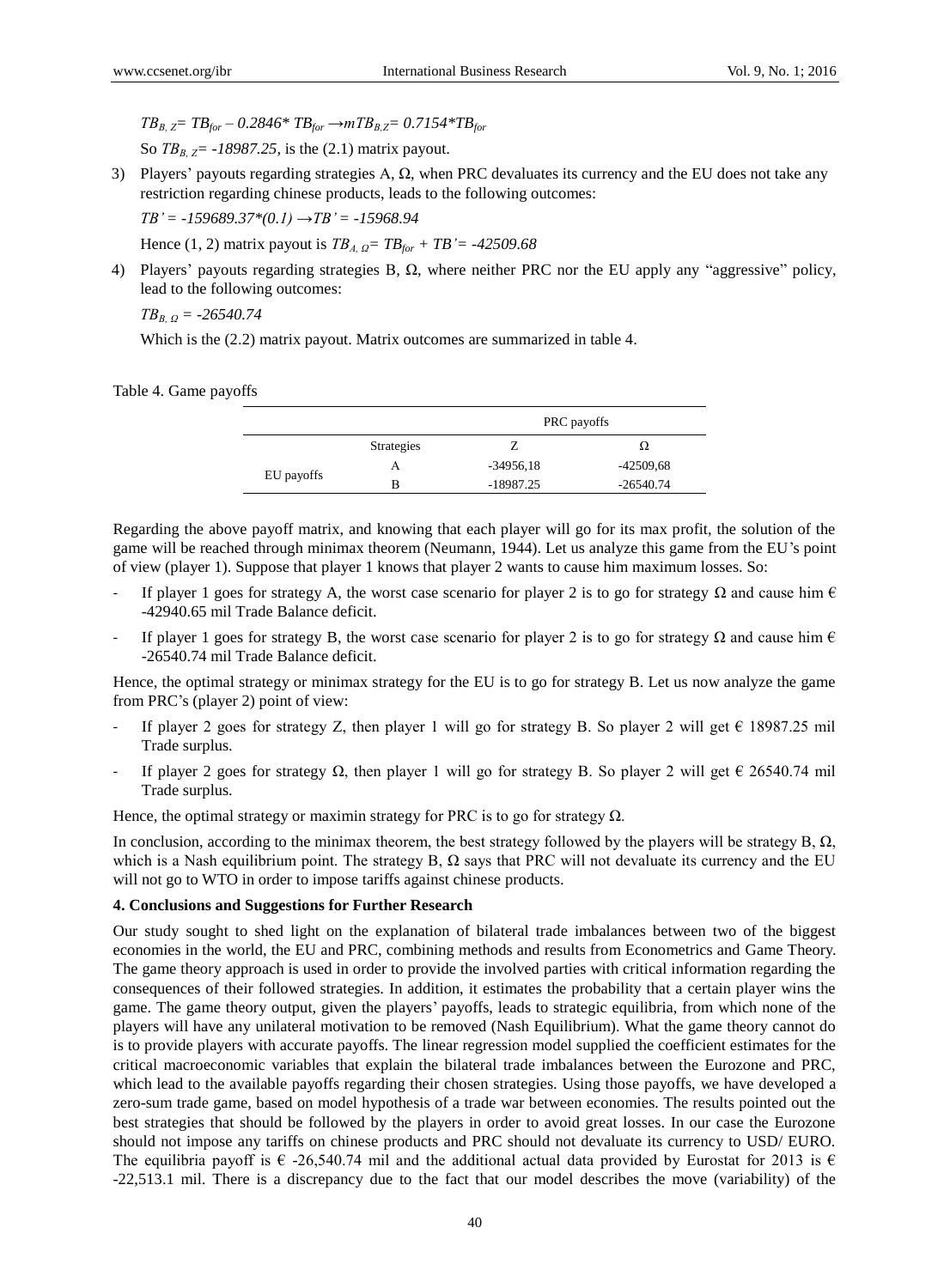$TB_{B,Z} = TB_{for} - 0.2846 * TB_{for} \rightarrow mTB_{B,Z} = 0.7154 * TB_{for}$

So $TB_{B,Z} = -18987.25$, is the (2.1) matrix payout.

3) Players' payouts regarding strategies A, Ω, when PRC devaluates its currency and the EU does not take any restriction regarding chinese products, leads to the following outcomes:

   $TB' = -159689.37 * (0.1) \rightarrow TB' = -15968.94$

   Hence (1, 2) matrix payout is $TB_{A,\Omega} = TB_{for} + TB' = -42509.68$

4) Players' payouts regarding strategies B, Ω, where neither PRC nor the EU apply any "aggressive" policy, lead to the following outcomes:

   $TB_{B,\Omega} = -26540.74$

   Which is the (2.2) matrix payout. Matrix outcomes are summarized in table 4.

Table 4. Game payoffs

| | | PRC payoffs | |
|---|---|---|---|
| | Strategies | Z | Ω |
| EU payoffs | A | -34956,18 | -42509,68 |
| | B | -18987.25 | -26540.74 |

Regarding the above payoff matrix, and knowing that each player will go for its max profit, the solution of the game will be reached through minimax theorem (Neumann, 1944). Let us analyze this game from the EU's point of view (player 1). Suppose that player 1 knows that player 2 wants to cause him maximum losses. So:

- If player 1 goes for strategy A, the worst case scenario for player 2 is to go for strategy Ω and cause him € -42940.65 mil Trade Balance deficit.
- If player 1 goes for strategy B, the worst case scenario for player 2 is to go for strategy Ω and cause him € -26540.74 mil Trade Balance deficit.

Hence, the optimal strategy or minimax strategy for the EU is to go for strategy B. Let us now analyze the game from PRC's (player 2) point of view:

- If player 2 goes for strategy Z, then player 1 will go for strategy B. So player 2 will get € 18987.25 mil Trade surplus.
- If player 2 goes for strategy Ω, then player 1 will go for strategy B. So player 2 will get € 26540.74 mil Trade surplus.

Hence, the optimal strategy or maximin strategy for PRC is to go for strategy Ω.

In conclusion, according to the minimax theorem, the best strategy followed by the players will be strategy B, Ω, which is a Nash equilibrium point. The strategy B, Ω says that PRC will not devaluate its currency and the EU will not go to WTO in order to impose tariffs against chinese products.

## 4. Conclusions and Suggestions for Further Research

Our study sought to shed light on the explanation of bilateral trade imbalances between two of the biggest economies in the world, the EU and PRC, combining methods and results from Econometrics and Game Theory. The game theory approach is used in order to provide the involved parties with critical information regarding the consequences of their followed strategies. In addition, it estimates the probability that a certain player wins the game. The game theory output, given the players' payoffs, leads to strategic equilibria, from which none of the players will have any unilateral motivation to be removed (Nash Equilibrium). What the game theory cannot do is to provide players with accurate payoffs. The linear regression model supplied the coefficient estimates for the critical macroeconomic variables that explain the bilateral trade imbalances between the Eurozone and PRC, which lead to the available payoffs regarding their chosen strategies. Using those payoffs, we have developed a zero-sum trade game, based on model hypothesis of a trade war between economies. The results pointed out the best strategies that should be followed by the players in order to avoid great losses. In our case the Eurozone should not impose any tariffs on chinese products and PRC should not devaluate its currency to USD/ EURO. The equilibria payoff is € -26,540.74 mil and the additional actual data provided by Eurostat for 2013 is € -22,513.1 mil. There is a discrepancy due to the fact that our model describes the move (variability) of the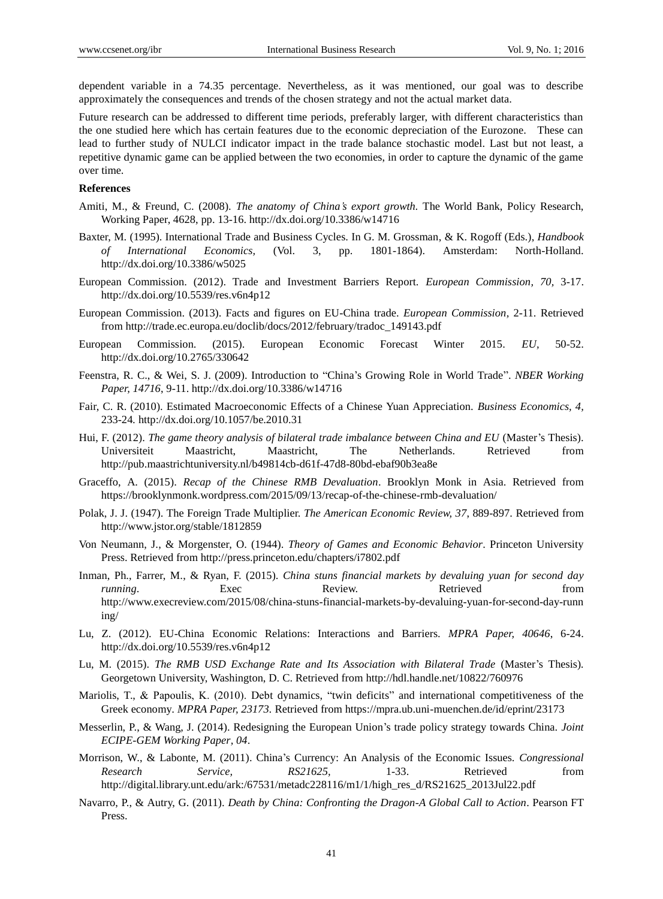dependent variable in a 74.35 percentage. Nevertheless, as it was mentioned, our goal was to describe approximately the consequences and trends of the chosen strategy and not the actual market data.

Future research can be addressed to different time periods, preferably larger, with different characteristics than the one studied here which has certain features due to the economic depreciation of the Eurozone. These can lead to further study of NULCI indicator impact in the trade balance stochastic model. Last but not least, a repetitive dynamic game can be applied between the two economies, in order to capture the dynamic of the game over time.

**References**

Amiti, M., & Freund, C. (2008). *The anatomy of China's export growth.* The World Bank, Policy Research, Working Paper, 4628, pp. 13-16. http://dx.doi.org/10.3386/w14716

Baxter, M. (1995). International Trade and Business Cycles. In G. M. Grossman, & K. Rogoff (Eds.), *Handbook of International Economics,* (Vol. 3, pp. 1801-1864). Amsterdam: North-Holland. http://dx.doi.org/10.3386/w5025

European Commission. (2012). Trade and Investment Barriers Report. *European Commission, 70*, 3-17. http://dx.doi.org/10.5539/res.v6n4p12

European Commission. (2013). Facts and figures on EU-China trade. *European Commission,* 2-11. Retrieved from http://trade.ec.europa.eu/doclib/docs/2012/february/tradoc_149143.pdf

European Commission. (2015). European Economic Forecast Winter 2015. *EU*, 50-52. http://dx.doi.org/10.2765/330642

Feenstra, R. C., & Wei, S. J. (2009). Introduction to "China's Growing Role in World Trade". *NBER Working Paper, 14716*, 9-11. http://dx.doi.org/10.3386/w14716

Fair, C. R. (2010). Estimated Macroeconomic Effects of a Chinese Yuan Appreciation. *Business Economics, 4*, 233-24. http://dx.doi.org/10.1057/be.2010.31

Hui, F. (2012). *The game theory analysis of bilateral trade imbalance between China and EU* (Master's Thesis). Universiteit Maastricht, Maastricht, The Netherlands. Retrieved from http://pub.maastrichtuniversity.nl/b49814cb-d61f-47d8-80bd-ebaf90b3ea8e

Graceffo, A. (2015). *Recap of the Chinese RMB Devaluation*. Brooklyn Monk in Asia. Retrieved from https://brooklynmonk.wordpress.com/2015/09/13/recap-of-the-chinese-rmb-devaluation/

Polak, J. J. (1947). The Foreign Trade Multiplier. *The American Economic Review, 37*, 889-897. Retrieved from http://www.jstor.org/stable/1812859

Von Neumann, J., & Morgenster, O. (1944). *Theory of Games and Economic Behavior*. Princeton University Press. Retrieved from http://press.princeton.edu/chapters/i7802.pdf

Inman, Ph., Farrer, M., & Ryan, F. (2015). *China stuns financial markets by devaluing yuan for second day running*. Exec Review. Retrieved from http://www.execreview.com/2015/08/china-stuns-financial-markets-by-devaluing-yuan-for-second-day-running/

Lu, Z. (2012). EU-China Economic Relations: Interactions and Barriers. *MPRA Paper, 40646*, 6-24. http://dx.doi.org/10.5539/res.v6n4p12

Lu, M. (2015). *The RMB USD Exchange Rate and Its Association with Bilateral Trade* (Master's Thesis). Georgetown University, Washington, D. C. Retrieved from http://hdl.handle.net/10822/760976

Mariolis, T., & Papoulis, K. (2010). Debt dynamics, "twin deficits" and international competitiveness of the Greek economy. *MPRA Paper, 23173*. Retrieved from https://mpra.ub.uni-muenchen.de/id/eprint/23173

Messerlin, P., & Wang, J. (2014). Redesigning the European Union's trade policy strategy towards China. *Joint ECIPE-GEM Working Paper, 04*.

Morrison, W., & Labonte, M. (2011). China's Currency: An Analysis of the Economic Issues. *Congressional Research Service, RS21625,* 1-33. Retrieved from http://digital.library.unt.edu/ark:/67531/metadc228116/m1/1/high_res_d/RS21625_2013Jul22.pdf

Navarro, P., & Autry, G. (2011). *Death by China: Confronting the Dragon-A Global Call to Action*. Pearson FT Press.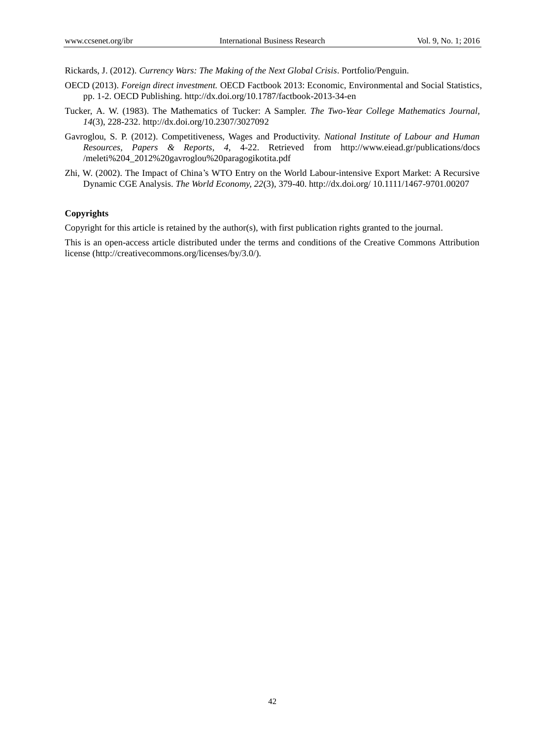Rickards, J. (2012). *Currency Wars: The Making of the Next Global Crisis*. Portfolio/Penguin.

OECD (2013). *Foreign direct investment.* OECD Factbook 2013: Economic, Environmental and Social Statistics, pp. 1-2. OECD Publishing. http://dx.doi.org/10.1787/factbook-2013-34-en

Tucker, A. W. (1983). The Mathematics of Tucker: A Sampler. *The Two-Year College Mathematics Journal, 14*(3), 228-232. http://dx.doi.org/10.2307/3027092

Gavroglou, S. P. (2012). Competitiveness, Wages and Productivity. *National Institute of Labour and Human Resources, Papers & Reports, 4*, 4-22. Retrieved from http://www.eiead.gr/publications/docs /meleti%204_2012%20gavroglou%20paragogikotita.pdf

Zhi, W. (2002). The Impact of China's WTO Entry on the World Labour-intensive Export Market: A Recursive Dynamic CGE Analysis. *The World Economy, 22*(3), 379-40. http://dx.doi.org/ 10.1111/1467-9701.00207

**Copyrights**

Copyright for this article is retained by the author(s), with first publication rights granted to the journal.

This is an open-access article distributed under the terms and conditions of the Creative Commons Attribution license (http://creativecommons.org/licenses/by/3.0/).